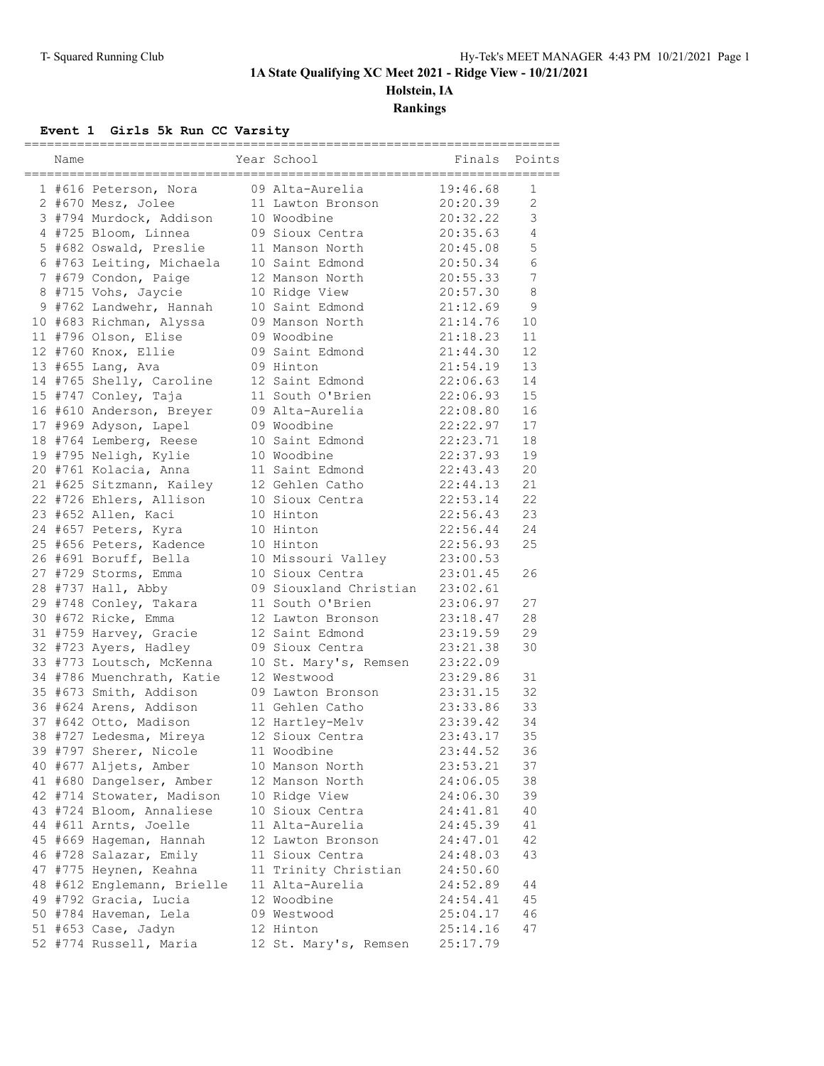# 1A State Qualifying XC Meet 2021 - Ridge View - 10/21/2021

## Holstein, IA

## Rankings

### Event 1 Girls 5k Run CC Varsity

| | Name | Year | School | Finals | Points |
|---|---|---|---|---|---|
| 1 | #616 Peterson, Nora | 09 | Alta-Aurelia | 19:46.68 | 1 |
| 2 | #670 Mesz, Jolee | 11 | Lawton Bronson | 20:20.39 | 2 |
| 3 | #794 Murdock, Addison | 10 | Woodbine | 20:32.22 | 3 |
| 4 | #725 Bloom, Linnea | 09 | Sioux Centra | 20:35.63 | 4 |
| 5 | #682 Oswald, Preslie | 11 | Manson North | 20:45.08 | 5 |
| 6 | #763 Leiting, Michaela | 10 | Saint Edmond | 20:50.34 | 6 |
| 7 | #679 Condon, Paige | 12 | Manson North | 20:55.33 | 7 |
| 8 | #715 Vohs, Jaycie | 10 | Ridge View | 20:57.30 | 8 |
| 9 | #762 Landwehr, Hannah | 10 | Saint Edmond | 21:12.69 | 9 |
| 10 | #683 Richman, Alyssa | 09 | Manson North | 21:14.76 | 10 |
| 11 | #796 Olson, Elise | 09 | Woodbine | 21:18.23 | 11 |
| 12 | #760 Knox, Ellie | 09 | Saint Edmond | 21:44.30 | 12 |
| 13 | #655 Lang, Ava | 09 | Hinton | 21:54.19 | 13 |
| 14 | #765 Shelly, Caroline | 12 | Saint Edmond | 22:06.63 | 14 |
| 15 | #747 Conley, Taja | 11 | South O'Brien | 22:06.93 | 15 |
| 16 | #610 Anderson, Breyer | 09 | Alta-Aurelia | 22:08.80 | 16 |
| 17 | #969 Adyson, Lapel | 09 | Woodbine | 22:22.97 | 17 |
| 18 | #764 Lemberg, Reese | 10 | Saint Edmond | 22:23.71 | 18 |
| 19 | #795 Neligh, Kylie | 10 | Woodbine | 22:37.93 | 19 |
| 20 | #761 Kolacia, Anna | 11 | Saint Edmond | 22:43.43 | 20 |
| 21 | #625 Sitzmann, Kailey | 12 | Gehlen Catho | 22:44.13 | 21 |
| 22 | #726 Ehlers, Allison | 10 | Sioux Centra | 22:53.14 | 22 |
| 23 | #652 Allen, Kaci | 10 | Hinton | 22:56.43 | 23 |
| 24 | #657 Peters, Kyra | 10 | Hinton | 22:56.44 | 24 |
| 25 | #656 Peters, Kadence | 10 | Hinton | 22:56.93 | 25 |
| 26 | #691 Boruff, Bella | 10 | Missouri Valley | 23:00.53 | |
| 27 | #729 Storms, Emma | 10 | Sioux Centra | 23:01.45 | 26 |
| 28 | #737 Hall, Abby | 09 | Siouxland Christian | 23:02.61 | |
| 29 | #748 Conley, Takara | 11 | South O'Brien | 23:06.97 | 27 |
| 30 | #672 Ricke, Emma | 12 | Lawton Bronson | 23:18.47 | 28 |
| 31 | #759 Harvey, Gracie | 12 | Saint Edmond | 23:19.59 | 29 |
| 32 | #723 Ayers, Hadley | 09 | Sioux Centra | 23:21.38 | 30 |
| 33 | #773 Loutsch, McKenna | 10 | St. Mary's, Remsen | 23:22.09 | |
| 34 | #786 Muenchrath, Katie | 12 | Westwood | 23:29.86 | 31 |
| 35 | #673 Smith, Addison | 09 | Lawton Bronson | 23:31.15 | 32 |
| 36 | #624 Arens, Addison | 11 | Gehlen Catho | 23:33.86 | 33 |
| 37 | #642 Otto, Madison | 12 | Hartley-Melv | 23:39.42 | 34 |
| 38 | #727 Ledesma, Mireya | 12 | Sioux Centra | 23:43.17 | 35 |
| 39 | #797 Sherer, Nicole | 11 | Woodbine | 23:44.52 | 36 |
| 40 | #677 Aljets, Amber | 10 | Manson North | 23:53.21 | 37 |
| 41 | #680 Dangelser, Amber | 12 | Manson North | 24:06.05 | 38 |
| 42 | #714 Stowater, Madison | 10 | Ridge View | 24:06.30 | 39 |
| 43 | #724 Bloom, Annaliese | 10 | Sioux Centra | 24:41.81 | 40 |
| 44 | #611 Arnts, Joelle | 11 | Alta-Aurelia | 24:45.39 | 41 |
| 45 | #669 Hageman, Hannah | 12 | Lawton Bronson | 24:47.01 | 42 |
| 46 | #728 Salazar, Emily | 11 | Sioux Centra | 24:48.03 | 43 |
| 47 | #775 Heynen, Keahna | 11 | Trinity Christian | 24:50.60 | |
| 48 | #612 Englemann, Brielle | 11 | Alta-Aurelia | 24:52.89 | 44 |
| 49 | #792 Gracia, Lucia | 12 | Woodbine | 24:54.41 | 45 |
| 50 | #784 Haveman, Lela | 09 | Westwood | 25:04.17 | 46 |
| 51 | #653 Case, Jadyn | 12 | Hinton | 25:14.16 | 47 |
| 52 | #774 Russell, Maria | 12 | St. Mary's, Remsen | 25:17.79 | |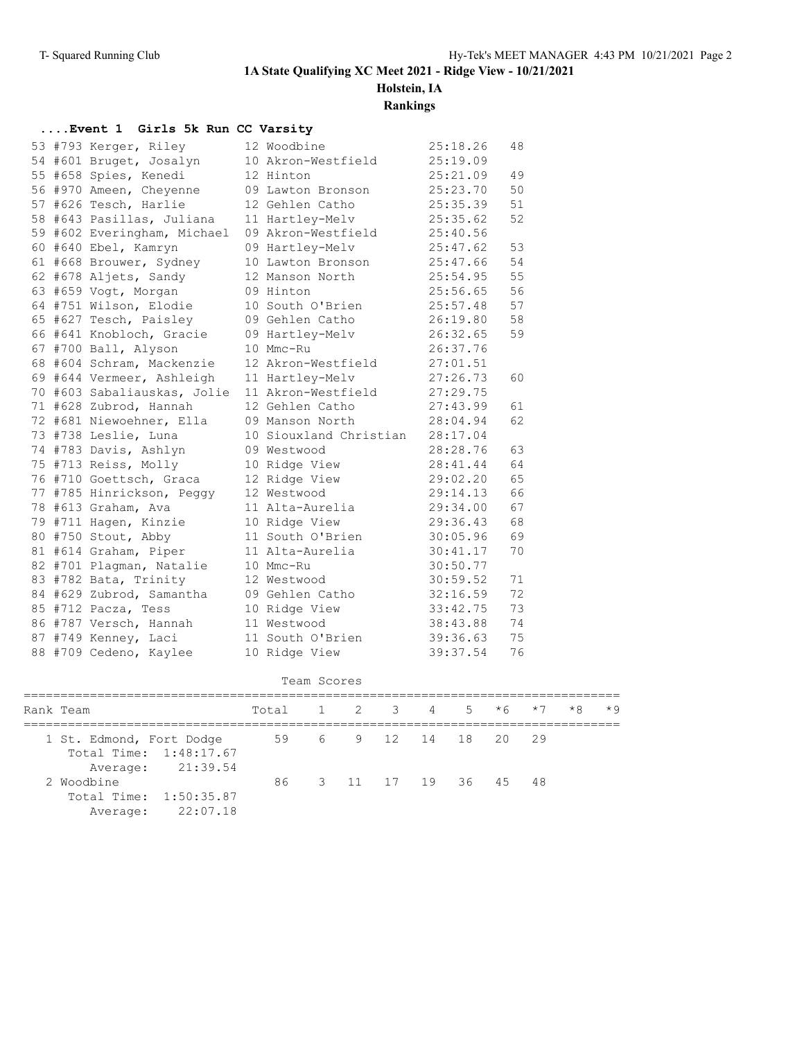# 1A State Qualifying XC Meet 2021 - Ridge View - 10/21/2021

**Holstein, IA**

**Rankings**

### ....Event 1 Girls 5k Run CC Varsity

| Place | Bib | Name | Yr | School | Time | Points |
|---|---|---|---|---|---|---|
| 53 | #793 | Kerger, Riley | 12 | Woodbine | 25:18.26 | 48 |
| 54 | #601 | Bruget, Josalyn | 10 | Akron-Westfield | 25:19.09 | |
| 55 | #658 | Spies, Kenedi | 12 | Hinton | 25:21.09 | 49 |
| 56 | #970 | Ameen, Cheyenne | 09 | Lawton Bronson | 25:23.70 | 50 |
| 57 | #626 | Tesch, Harlie | 12 | Gehlen Catho | 25:35.39 | 51 |
| 58 | #643 | Pasillas, Juliana | 11 | Hartley-Melv | 25:35.62 | 52 |
| 59 | #602 | Everingham, Michael | 09 | Akron-Westfield | 25:40.56 | |
| 60 | #640 | Ebel, Kamryn | 09 | Hartley-Melv | 25:47.62 | 53 |
| 61 | #668 | Brouwer, Sydney | 10 | Lawton Bronson | 25:47.66 | 54 |
| 62 | #678 | Aljets, Sandy | 12 | Manson North | 25:54.95 | 55 |
| 63 | #659 | Vogt, Morgan | 09 | Hinton | 25:56.65 | 56 |
| 64 | #751 | Wilson, Elodie | 10 | South O'Brien | 25:57.48 | 57 |
| 65 | #627 | Tesch, Paisley | 09 | Gehlen Catho | 26:19.80 | 58 |
| 66 | #641 | Knobloch, Gracie | 09 | Hartley-Melv | 26:32.65 | 59 |
| 67 | #700 | Ball, Alyson | 10 | Mmc-Ru | 26:37.76 | |
| 68 | #604 | Schram, Mackenzie | 12 | Akron-Westfield | 27:01.51 | |
| 69 | #644 | Vermeer, Ashleigh | 11 | Hartley-Melv | 27:26.73 | 60 |
| 70 | #603 | Sabaliauskas, Jolie | 11 | Akron-Westfield | 27:29.75 | |
| 71 | #628 | Zubrod, Hannah | 12 | Gehlen Catho | 27:43.99 | 61 |
| 72 | #681 | Niewoehner, Ella | 09 | Manson North | 28:04.94 | 62 |
| 73 | #738 | Leslie, Luna | 10 | Siouxland Christian | 28:17.04 | |
| 74 | #783 | Davis, Ashlyn | 09 | Westwood | 28:28.76 | 63 |
| 75 | #713 | Reiss, Molly | 10 | Ridge View | 28:41.44 | 64 |
| 76 | #710 | Goettsch, Graca | 12 | Ridge View | 29:02.20 | 65 |
| 77 | #785 | Hinrickson, Peggy | 12 | Westwood | 29:14.13 | 66 |
| 78 | #613 | Graham, Ava | 11 | Alta-Aurelia | 29:34.00 | 67 |
| 79 | #711 | Hagen, Kinzie | 10 | Ridge View | 29:36.43 | 68 |
| 80 | #750 | Stout, Abby | 11 | South O'Brien | 30:05.96 | 69 |
| 81 | #614 | Graham, Piper | 11 | Alta-Aurelia | 30:41.17 | 70 |
| 82 | #701 | Plagman, Natalie | 10 | Mmc-Ru | 30:50.77 | |
| 83 | #782 | Bata, Trinity | 12 | Westwood | 30:59.52 | 71 |
| 84 | #629 | Zubrod, Samantha | 09 | Gehlen Catho | 32:16.59 | 72 |
| 85 | #712 | Pacza, Tess | 10 | Ridge View | 33:42.75 | 73 |
| 86 | #787 | Versch, Hannah | 11 | Westwood | 38:43.88 | 74 |
| 87 | #749 | Kenney, Laci | 11 | South O'Brien | 39:36.63 | 75 |
| 88 | #709 | Cedeno, Kaylee | 10 | Ridge View | 39:37.54 | 76 |

Team Scores

| Rank | Team | Total | 1 | 2 | 3 | 4 | 5 | *6 | *7 | *8 | *9 |
|---|---|---|---|---|---|---|---|---|---|---|---|
| 1 | St. Edmond, Fort Dodge | 59 | 6 | 9 | 12 | 14 | 18 | 20 | 29 | | |
| | Total Time: 1:48:17.67 | | | | | | | | | | |
| | Average: 21:39.54 | | | | | | | | | | |
| 2 | Woodbine | 86 | 3 | 11 | 17 | 19 | 36 | 45 | 48 | | |
| | Total Time: 1:50:35.87 | | | | | | | | | | |
| | Average: 22:07.18 | | | | | | | | | | |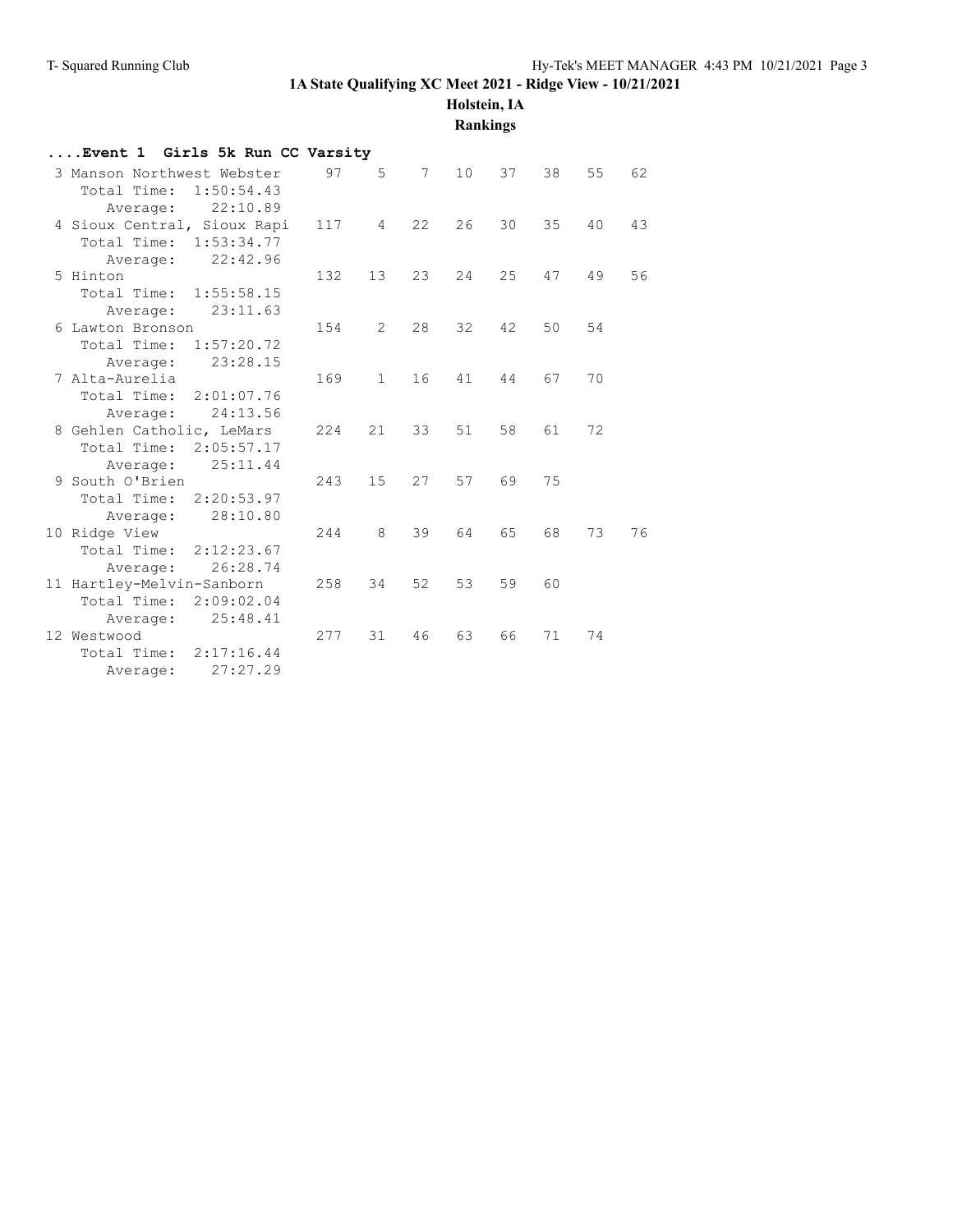# 1A State Qualifying XC Meet 2021 - Ridge View - 10/21/2021

## Holstein, IA

### Rankings

**....Event 1 Girls 5k Run CC Varsity**

| | | | | | | | | |
|---|---|---|---|---|---|---|---|---|
| 3 Manson Northwest Webster | 97 | 5 | 7 | 10 | 37 | 38 | 55 | 62 |
| Total Time: 1:50:54.43 | | | | | | | | |
| Average: 22:10.89 | | | | | | | | |
| 4 Sioux Central, Sioux Rapi | 117 | 4 | 22 | 26 | 30 | 35 | 40 | 43 |
| Total Time: 1:53:34.77 | | | | | | | | |
| Average: 22:42.96 | | | | | | | | |
| 5 Hinton | 132 | 13 | 23 | 24 | 25 | 47 | 49 | 56 |
| Total Time: 1:55:58.15 | | | | | | | | |
| Average: 23:11.63 | | | | | | | | |
| 6 Lawton Bronson | 154 | 2 | 28 | 32 | 42 | 50 | 54 | |
| Total Time: 1:57:20.72 | | | | | | | | |
| Average: 23:28.15 | | | | | | | | |
| 7 Alta-Aurelia | 169 | 1 | 16 | 41 | 44 | 67 | 70 | |
| Total Time: 2:01:07.76 | | | | | | | | |
| Average: 24:13.56 | | | | | | | | |
| 8 Gehlen Catholic, LeMars | 224 | 21 | 33 | 51 | 58 | 61 | 72 | |
| Total Time: 2:05:57.17 | | | | | | | | |
| Average: 25:11.44 | | | | | | | | |
| 9 South O'Brien | 243 | 15 | 27 | 57 | 69 | 75 | | |
| Total Time: 2:20:53.97 | | | | | | | | |
| Average: 28:10.80 | | | | | | | | |
| 10 Ridge View | 244 | 8 | 39 | 64 | 65 | 68 | 73 | 76 |
| Total Time: 2:12:23.67 | | | | | | | | |
| Average: 26:28.74 | | | | | | | | |
| 11 Hartley-Melvin-Sanborn | 258 | 34 | 52 | 53 | 59 | 60 | | |
| Total Time: 2:09:02.04 | | | | | | | | |
| Average: 25:48.41 | | | | | | | | |
| 12 Westwood | 277 | 31 | 46 | 63 | 66 | 71 | 74 | |
| Total Time: 2:17:16.44 | | | | | | | | |
| Average: 27:27.29 | | | | | | | | |